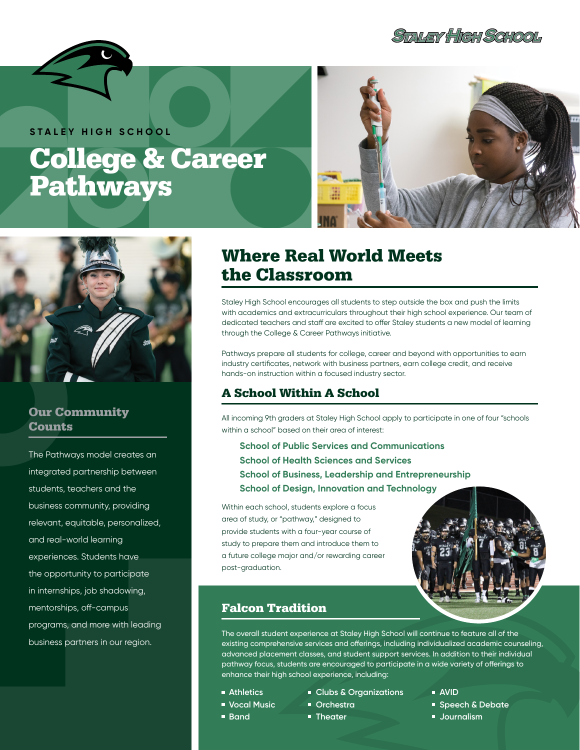STALEY HIGH SCHOOL

# College & Career Pathways

## Our Community Counts

The Pathways model creates an integrated partnership between students, teachers and the business community, providing relevant, equitable, personalized, and real-world learning experiences. Students have the opportunity to participate in internships, job shadowing, mentorships, off-campus programs, and more with leading business partners in our region.

## Where Real World Meets the Classroom

Staley High School encourages all students to step outside the box and push the limits with academics and extracurriculars throughout their high school experience. Our team of dedicated teachers and staff are excited to offer Staley students a new model of learning through the College & Career Pathways initiative.

Pathways prepare all students for college, career and beyond with opportunities to earn industry certificates, network with business partners, earn college credit, and receive hands-on instruction within a focused industry sector.

### A School Within A School

All incoming 9th graders at Staley High School apply to participate in one of four "schools within a school" based on their area of interest:

**School of Public Services and Communications**
**School of Health Sciences and Services**
**School of Business, Leadership and Entrepreneurship**
**School of Design, Innovation and Technology**

Within each school, students explore a focus area of study, or "pathway," designed to provide students with a four-year course of study to prepare them and introduce them to a future college major and/or rewarding career post-graduation.

### Falcon Tradition

The overall student experience at Staley High School will continue to feature all of the existing comprehensive services and offerings, including individualized academic counseling, advanced placement classes, and student support services. In addition to their individual pathway focus, students are encouraged to participate in a wide variety of offerings to enhance their high school experience, including:

- Athletics
- Vocal Music
- Band
- Clubs & Organizations
- Orchestra
- Theater
- AVID
- Speech & Debate
- Journalism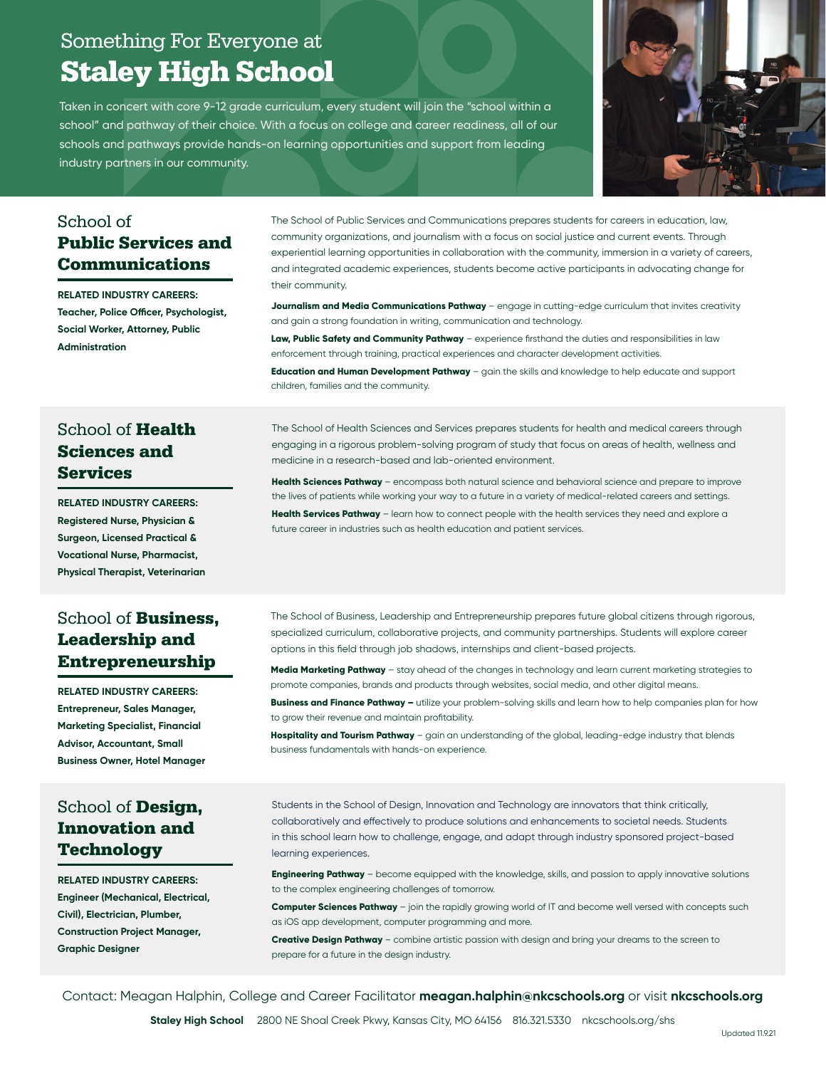# Something For Everyone at **Staley High School**

Taken in concert with core 9-12 grade curriculum, every student will join the "school within a school" and pathway of their choice. With a focus on college and career readiness, all of our schools and pathways provide hands-on learning opportunities and support from leading industry partners in our community.

## School of **Public Services and Communications**

**RELATED INDUSTRY CAREERS:**
**Teacher, Police Officer, Psychologist, Social Worker, Attorney, Public Administration**

The School of Public Services and Communications prepares students for careers in education, law, community organizations, and journalism with a focus on social justice and current events. Through experiential learning opportunities in collaboration with the community, immersion in a variety of careers, and integrated academic experiences, students become active participants in advocating change for their community.

**Journalism and Media Communications Pathway** – engage in cutting-edge curriculum that invites creativity and gain a strong foundation in writing, communication and technology.

**Law, Public Safety and Community Pathway** – experience firsthand the duties and responsibilities in law enforcement through training, practical experiences and character development activities.

**Education and Human Development Pathway** – gain the skills and knowledge to help educate and support children, families and the community.

## School of **Health Sciences and Services**

**RELATED INDUSTRY CAREERS:**
**Registered Nurse, Physician & Surgeon, Licensed Practical & Vocational Nurse, Pharmacist, Physical Therapist, Veterinarian**

The School of Health Sciences and Services prepares students for health and medical careers through engaging in a rigorous problem-solving program of study that focus on areas of health, wellness and medicine in a research-based and lab-oriented environment.

**Health Sciences Pathway** – encompass both natural science and behavioral science and prepare to improve the lives of patients while working your way to a future in a variety of medical-related careers and settings.

**Health Services Pathway** – learn how to connect people with the health services they need and explore a future career in industries such as health education and patient services.

## School of **Business, Leadership and Entrepreneurship**

**RELATED INDUSTRY CAREERS:**
**Entrepreneur, Sales Manager, Marketing Specialist, Financial Advisor, Accountant, Small Business Owner, Hotel Manager**

The School of Business, Leadership and Entrepreneurship prepares future global citizens through rigorous, specialized curriculum, collaborative projects, and community partnerships. Students will explore career options in this field through job shadows, internships and client-based projects.

**Media Marketing Pathway** – stay ahead of the changes in technology and learn current marketing strategies to promote companies, brands and products through websites, social media, and other digital means.

**Business and Finance Pathway –** utilize your problem-solving skills and learn how to help companies plan for how to grow their revenue and maintain profitability.

**Hospitality and Tourism Pathway** – gain an understanding of the global, leading-edge industry that blends business fundamentals with hands-on experience.

## School of **Design, Innovation and Technology**

**RELATED INDUSTRY CAREERS:**
**Engineer (Mechanical, Electrical, Civil), Electrician, Plumber, Construction Project Manager, Graphic Designer**

Students in the School of Design, Innovation and Technology are innovators that think critically, collaboratively and effectively to produce solutions and enhancements to societal needs. Students in this school learn how to challenge, engage, and adapt through industry sponsored project-based learning experiences.

**Engineering Pathway** – become equipped with the knowledge, skills, and passion to apply innovative solutions to the complex engineering challenges of tomorrow.

**Computer Sciences Pathway** – join the rapidly growing world of IT and become well versed with concepts such as iOS app development, computer programming and more.

**Creative Design Pathway** – combine artistic passion with design and bring your dreams to the screen to prepare for a future in the design industry.

Contact: Meagan Halphin, College and Career Facilitator **meagan.halphin@nkcschools.org** or visit **nkcschools.org**

**Staley High School** 2800 NE Shoal Creek Pkwy, Kansas City, MO 64156 816.321.5330 nkcschools.org/shs

Updated 11.9.21